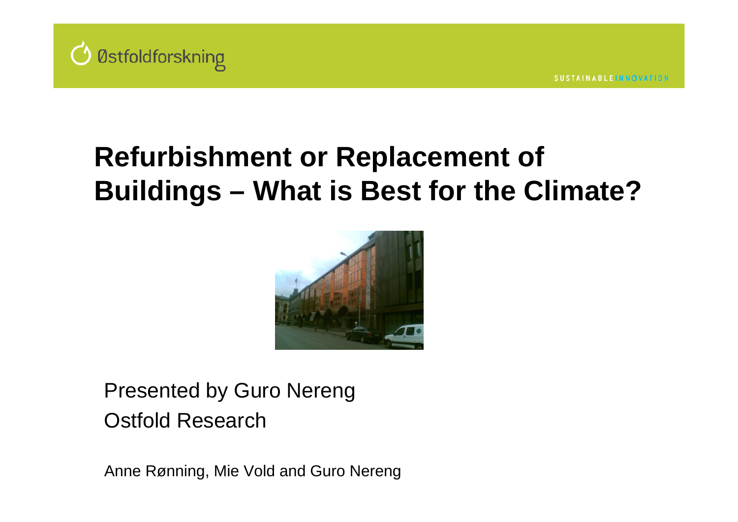Østfoldforskning

SUSTAINABLE INNOVATION

# Refurbishment or Replacement of Buildings – What is Best for the Climate?

Presented by Guro Nereng

Ostfold Research

Anne Rønning, Mie Vold and Guro Nereng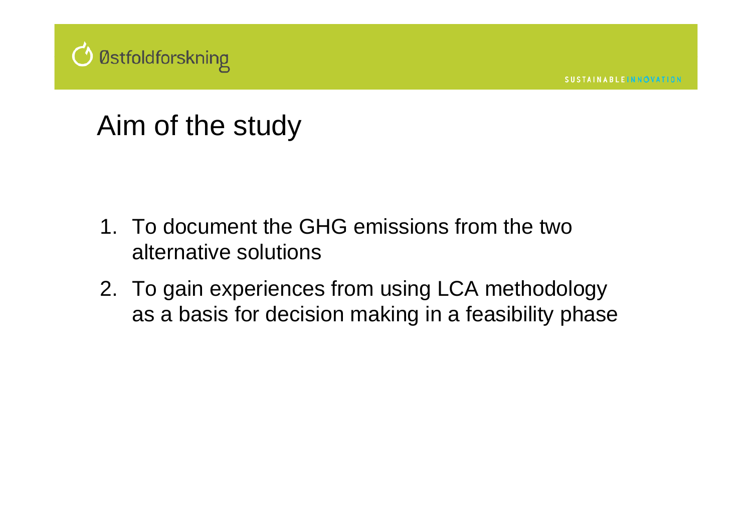# Aim of the study

1. To document the GHG emissions from the two alternative solutions
2. To gain experiences from using LCA methodology as a basis for decision making in a feasibility phase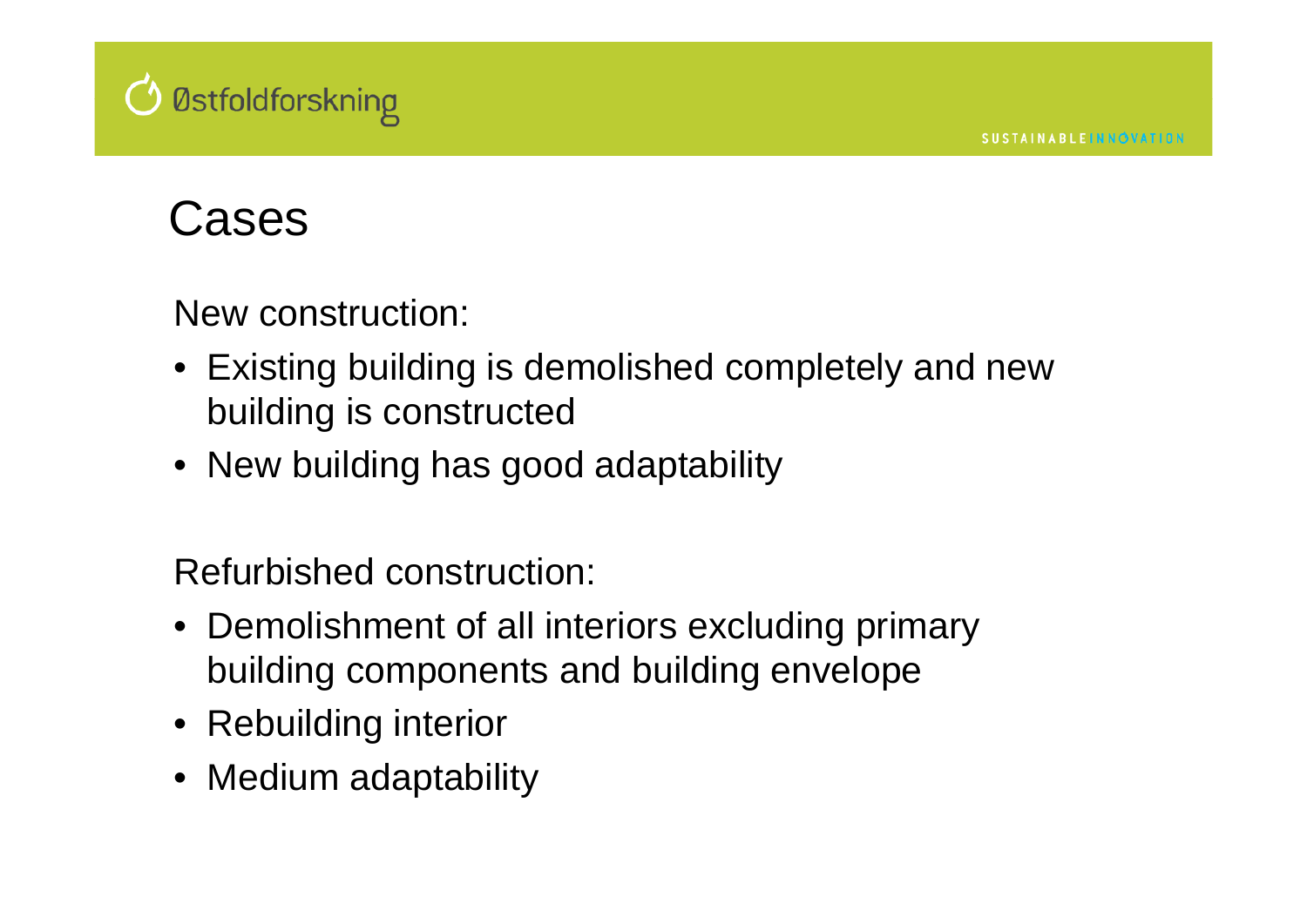# Cases

New construction:

- Existing building is demolished completely and new building is constructed
- New building has good adaptability

Refurbished construction:

- Demolishment of all interiors excluding primary building components and building envelope
- Rebuilding interior
- Medium adaptability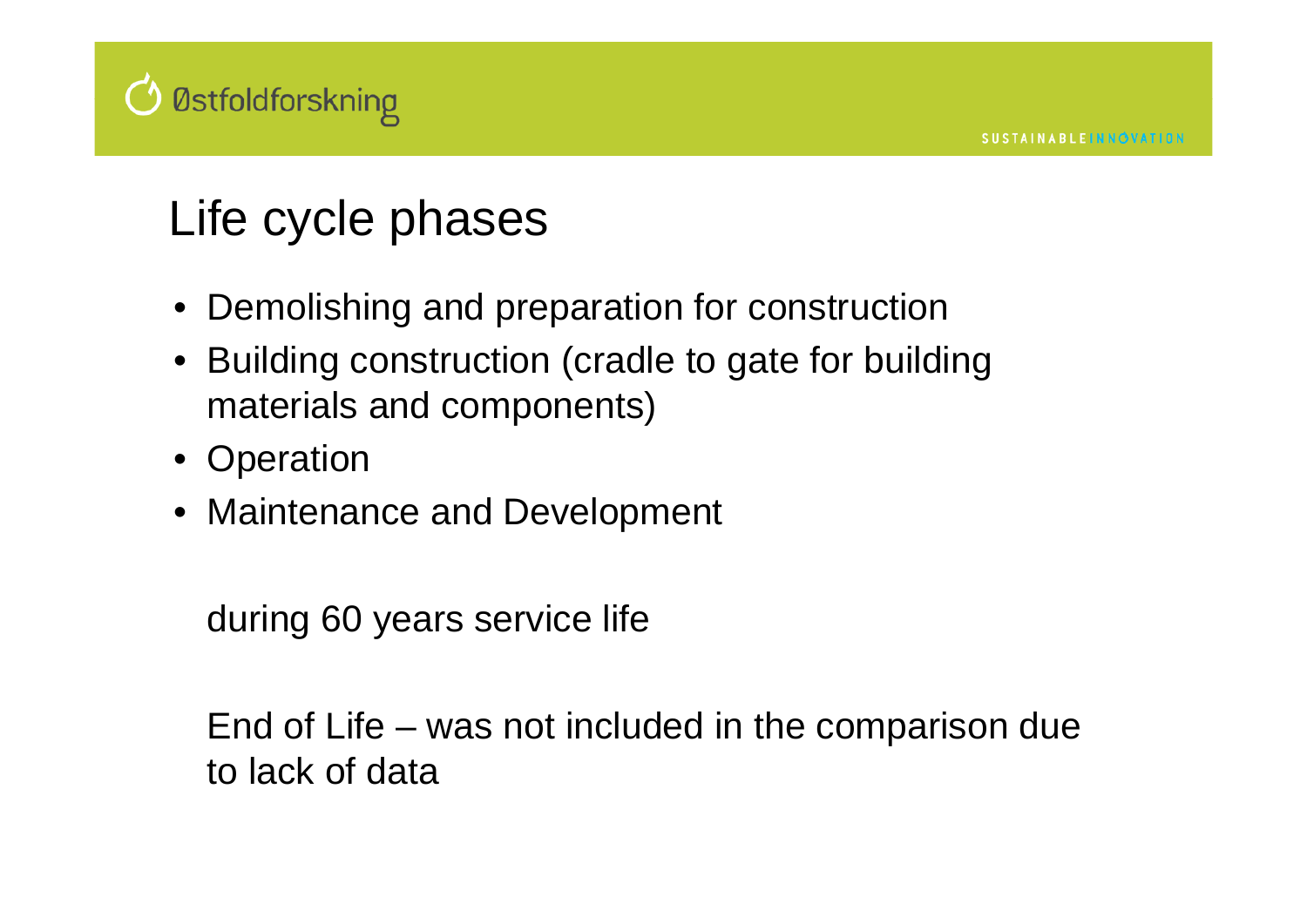# Life cycle phases

- Demolishing and preparation for construction
- Building construction (cradle to gate for building materials and components)
- Operation
- Maintenance and Development

during 60 years service life

End of Life – was not included in the comparison due to lack of data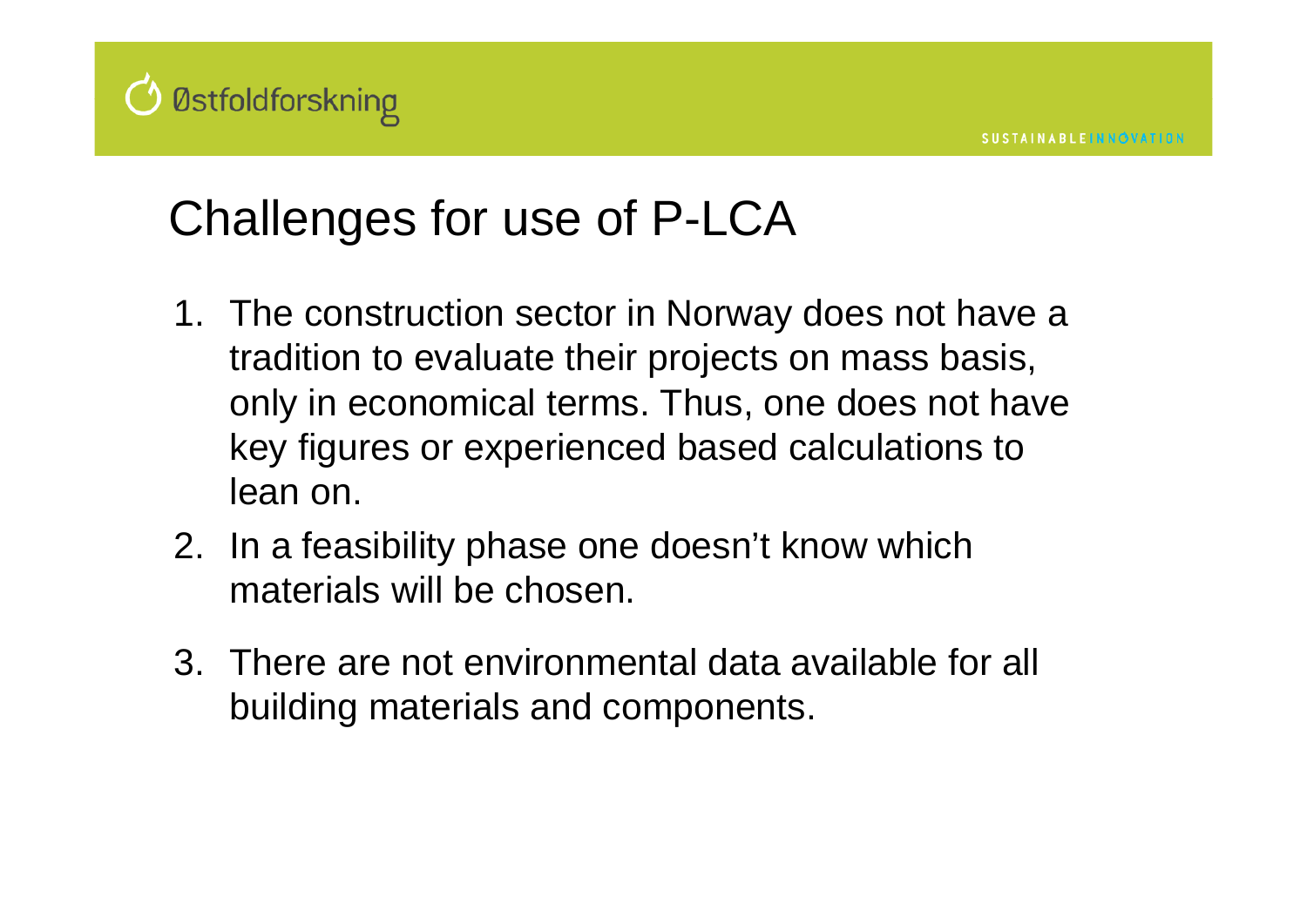# Challenges for use of P-LCA

1. The construction sector in Norway does not have a tradition to evaluate their projects on mass basis, only in economical terms. Thus, one does not have key figures or experienced based calculations to lean on.
2. In a feasibility phase one doesn't know which materials will be chosen.
3. There are not environmental data available for all building materials and components.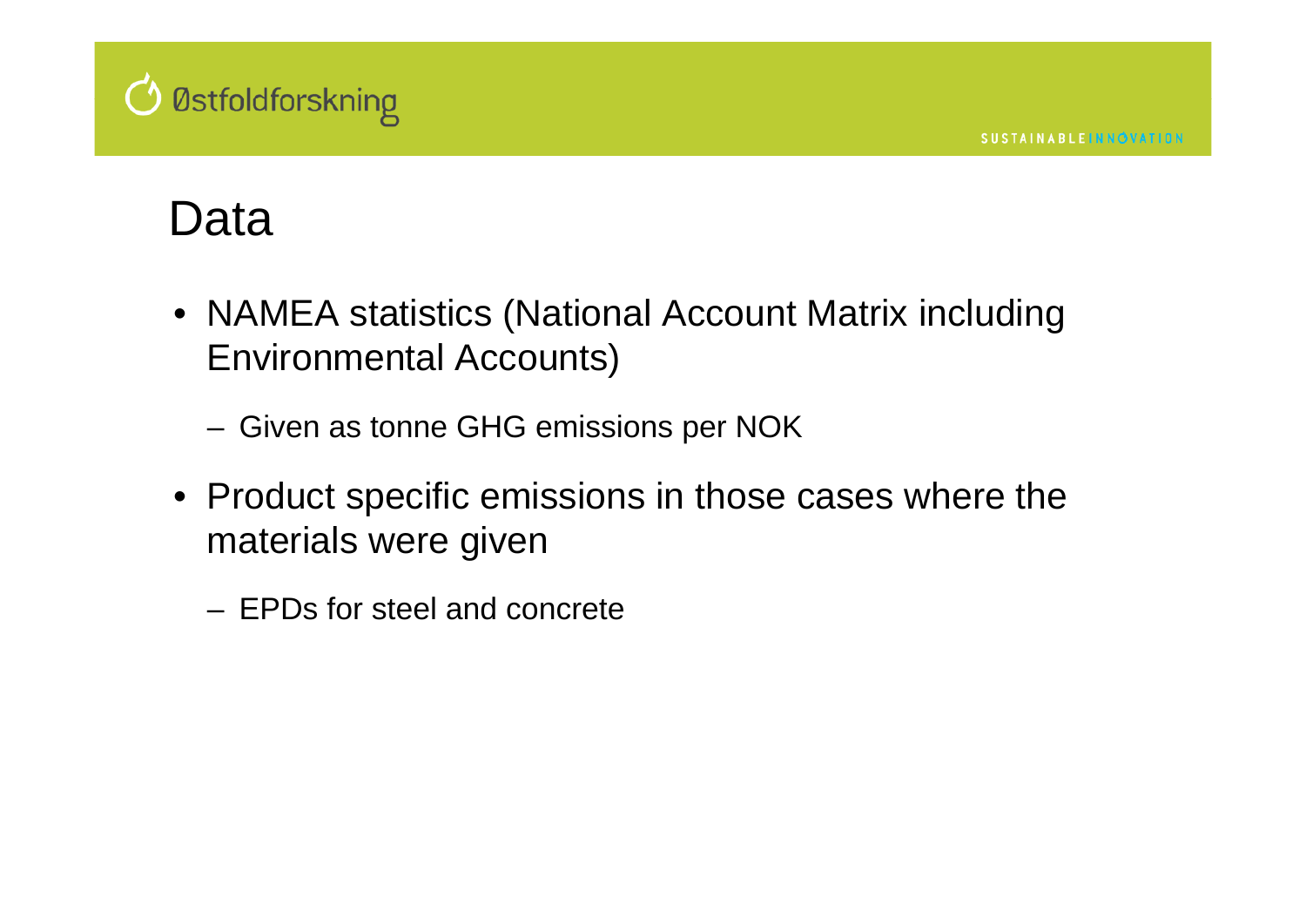# Data

- NAMEA statistics (National Account Matrix including Environmental Accounts)
  - Given as tonne GHG emissions per NOK
- Product specific emissions in those cases where the materials were given
  - EPDs for steel and concrete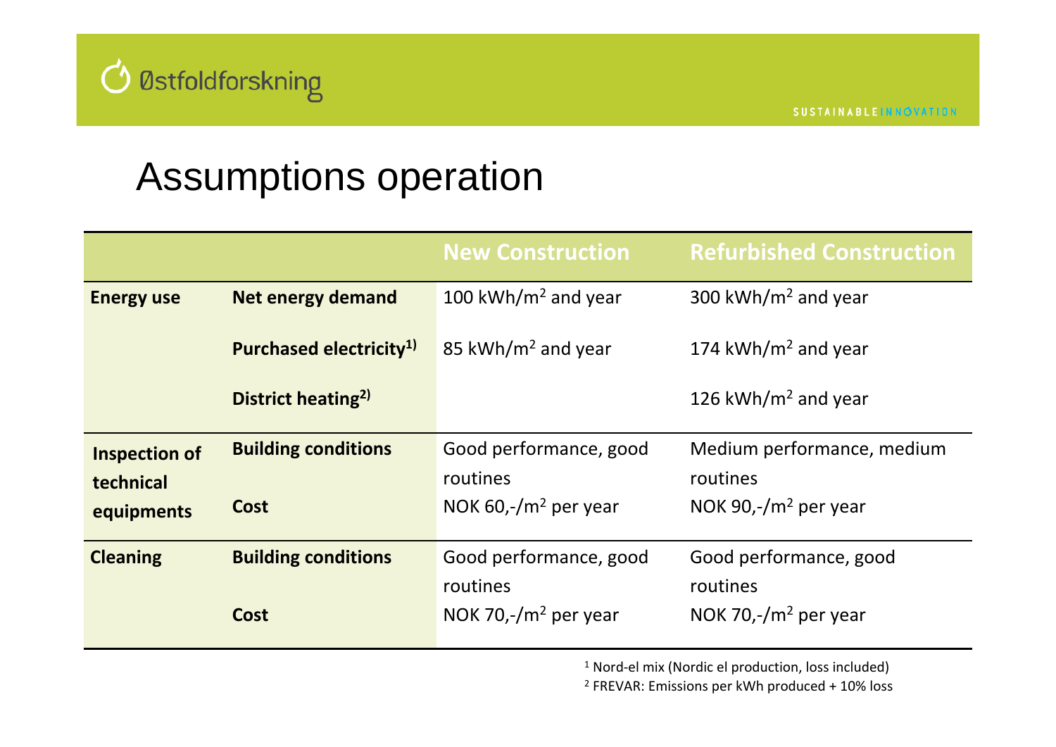# Assumptions operation

| | | New Construction | Refurbished Construction |
|---|---|---|---|
| **Energy use** | **Net energy demand** | 100 kWh/m$^2$ and year | 300 kWh/m$^2$ and year |
| | **Purchased electricity[1)]** | 85 kWh/m$^2$ and year | 174 kWh/m$^2$ and year |
| | **District heating[2)]** | | 126 kWh/m$^2$ and year |
| **Inspection of technical equipments** | **Building conditions** | Good performance, good routines | Medium performance, medium routines |
| | **Cost** | NOK 60,-/m$^2$ per year | NOK 90,-/m$^2$ per year |
| **Cleaning** | **Building conditions** | Good performance, good routines | Good performance, good routines |
| | **Cost** | NOK 70,-/m$^2$ per year | NOK 70,-/m$^2$ per year |

[1] Nord-el mix (Nordic el production, loss included)

[2] FREVAR: Emissions per kWh produced + 10% loss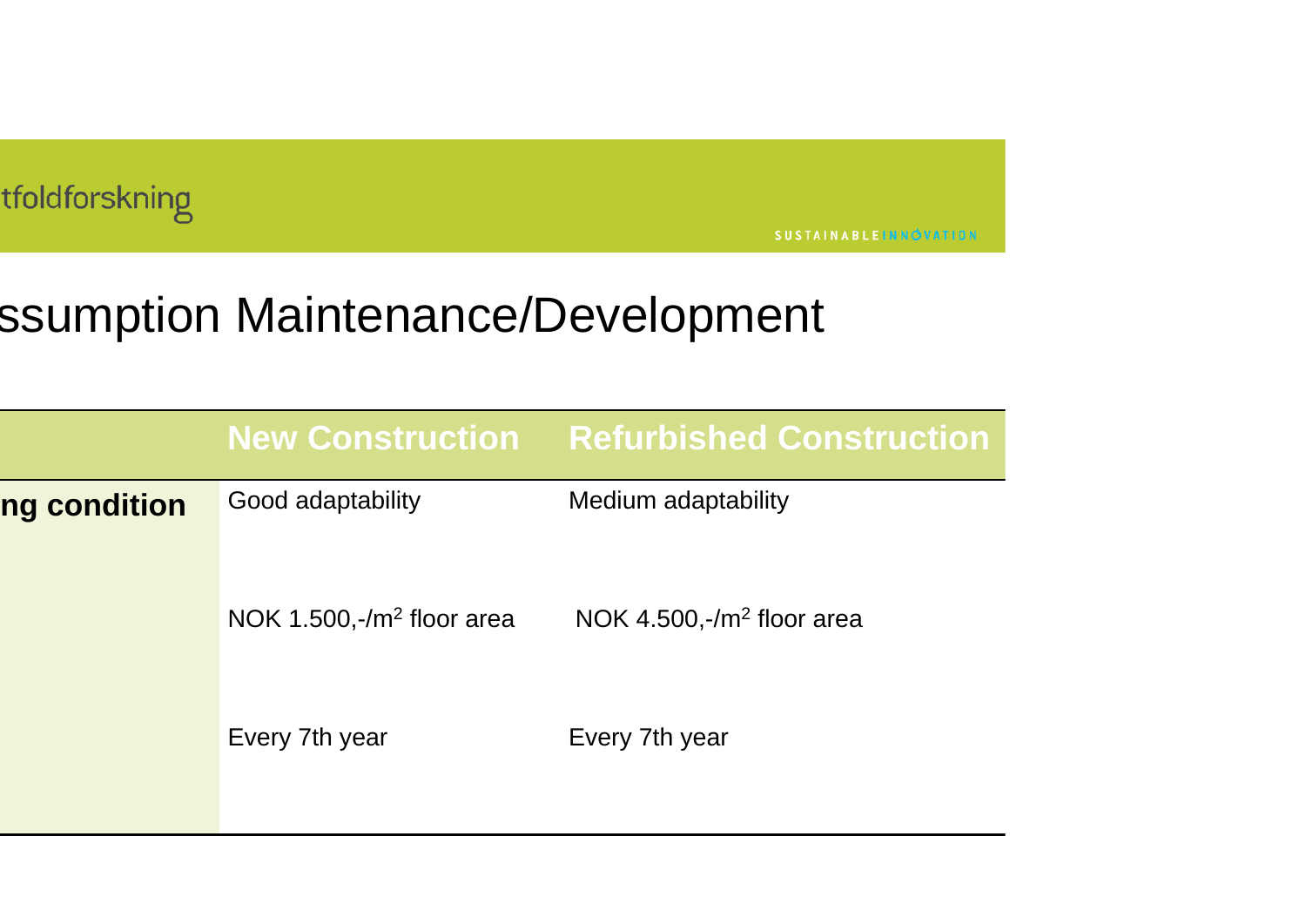tfoldforskning

SUSTAINABLE INNOVATION

# ssumption Maintenance/Development

| | New Construction | Refurbished Construction |
|---|---|---|
| **ng condition** | Good adaptability | Medium adaptability |
| | NOK 1.500,-/m$^2$ floor area | NOK 4.500,-/m$^2$ floor area |
| | Every 7th year | Every 7th year |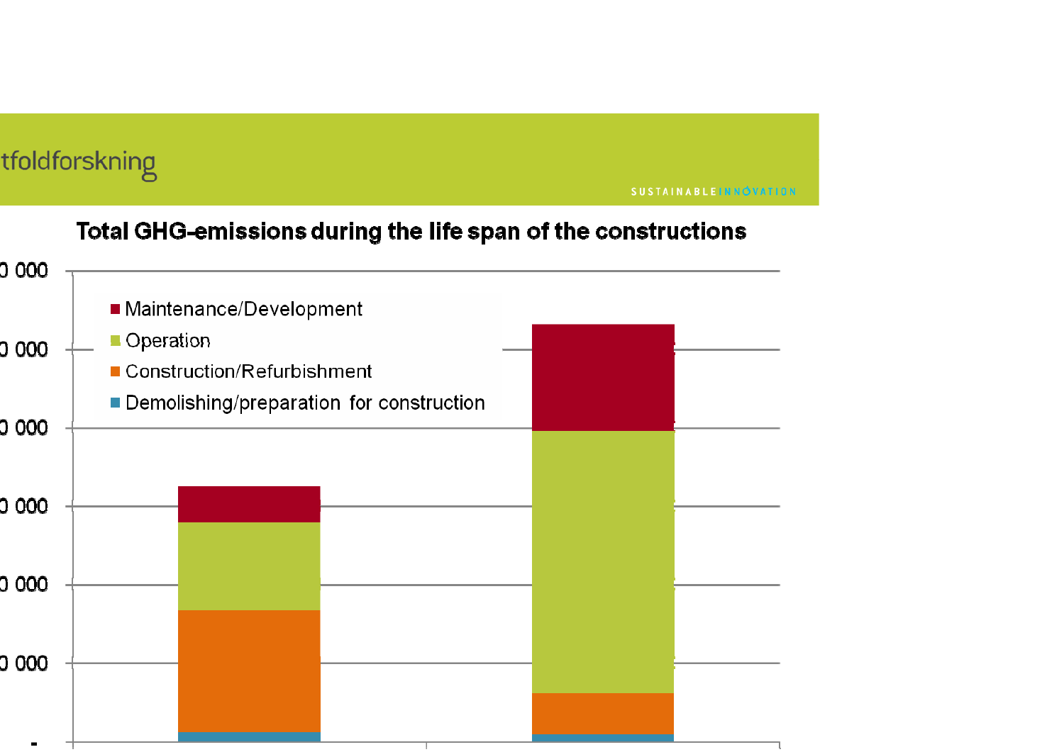tfoldforskning

SUSTAINABLE INNOVATION

## Total GHG-emissions during the life span of the constructions

- Maintenance/Development
- Operation
- Construction/Refurbishment
- Demolishing/preparation for construction

0 000

0 000

0 000

0 000

0 000

0 000

-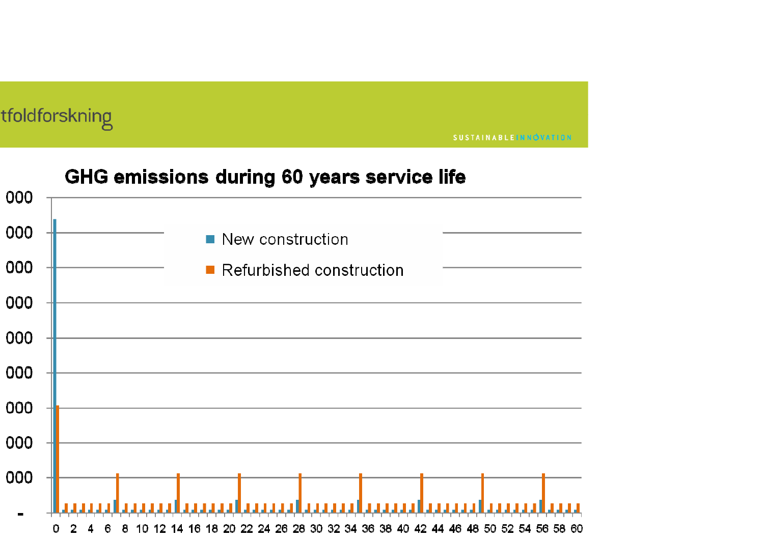tfoldforskning

SUSTAINABLE INNOVATION

## GHG emissions during 60 years service life

- New construction
- Refurbished construction

000
000
000
000
000
000
000
000
000
-

0 2 4 6 8 10 12 14 16 18 20 22 24 26 28 30 32 34 36 38 40 42 44 46 48 50 52 54 56 58 60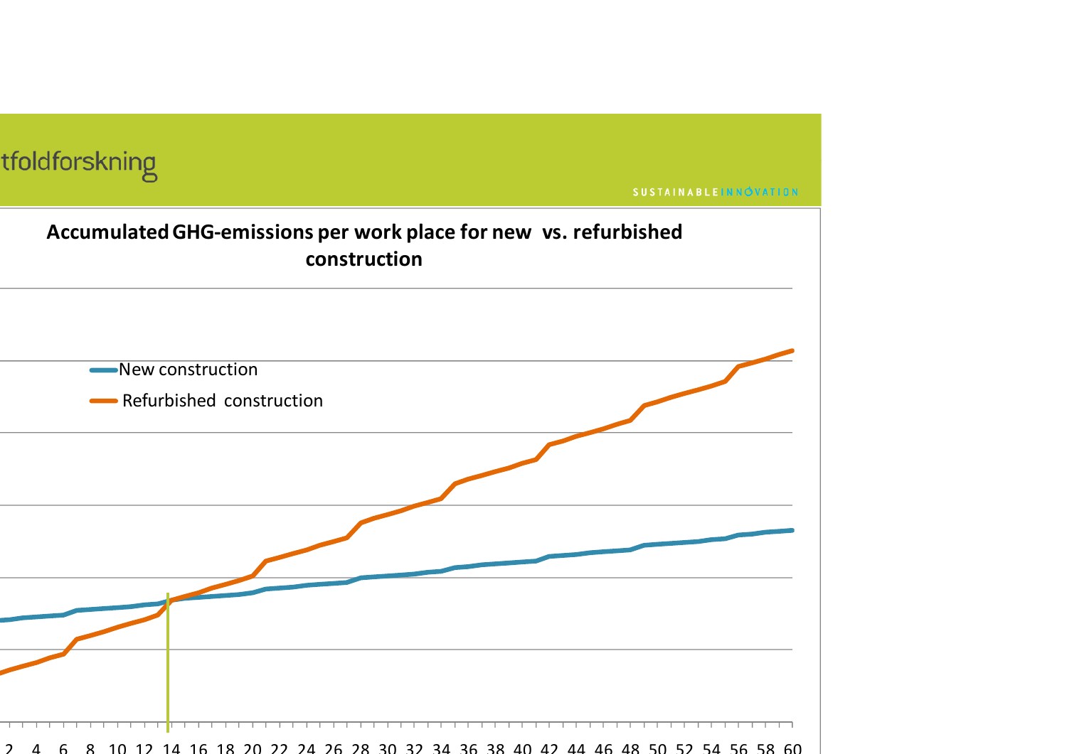## Accumulated GHG-emissions per work place for new vs. refurbished construction

- New construction
- Refurbished construction

2 4 6 8 10 12 14 16 18 20 22 24 26 28 30 32 34 36 38 40 42 44 46 48 50 52 54 56 58 60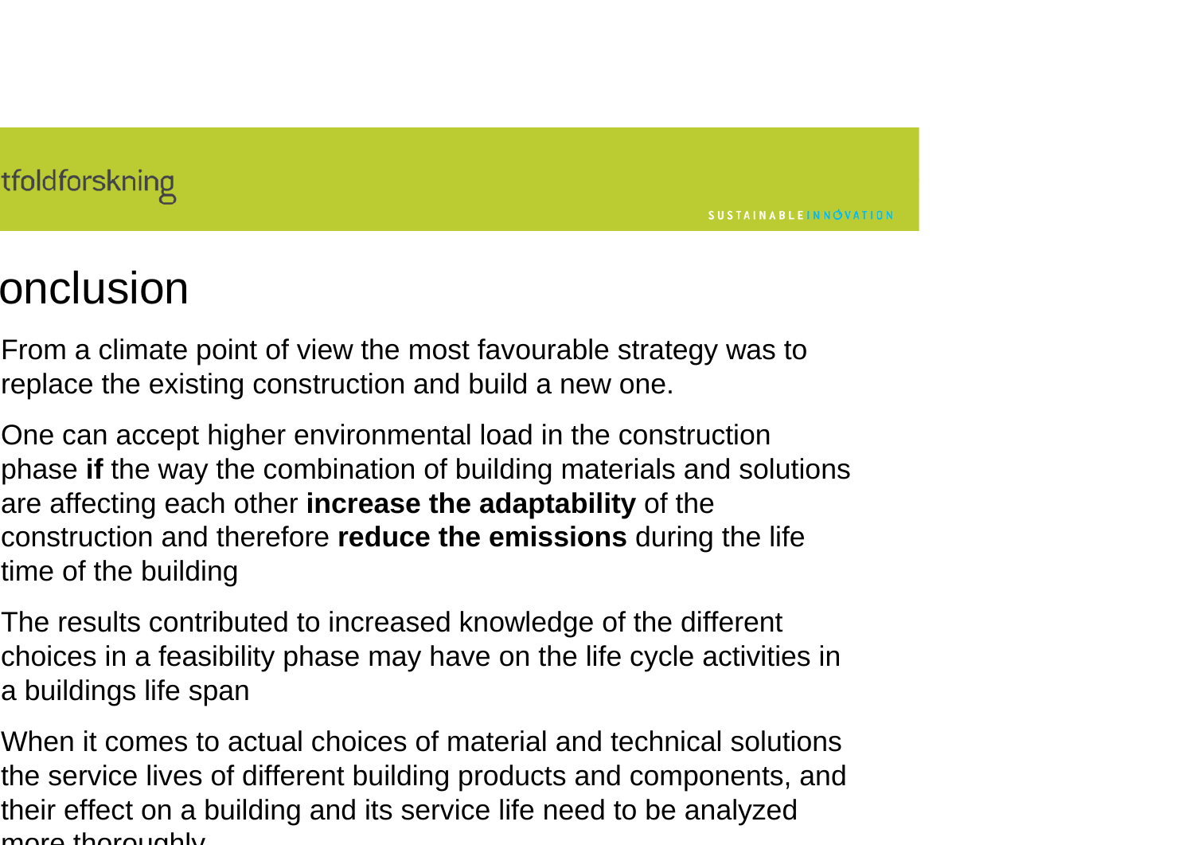# onclusion

From a climate point of view the most favourable strategy was to replace the existing construction and build a new one.

One can accept higher environmental load in the construction phase **if** the way the combination of building materials and solutions are affecting each other **increase the adaptability** of the construction and therefore **reduce the emissions** during the life time of the building

The results contributed to increased knowledge of the different choices in a feasibility phase may have on the life cycle activities in a buildings life span

When it comes to actual choices of material and technical solutions the service lives of different building products and components, and their effect on a building and its service life need to be analyzed more thoroughly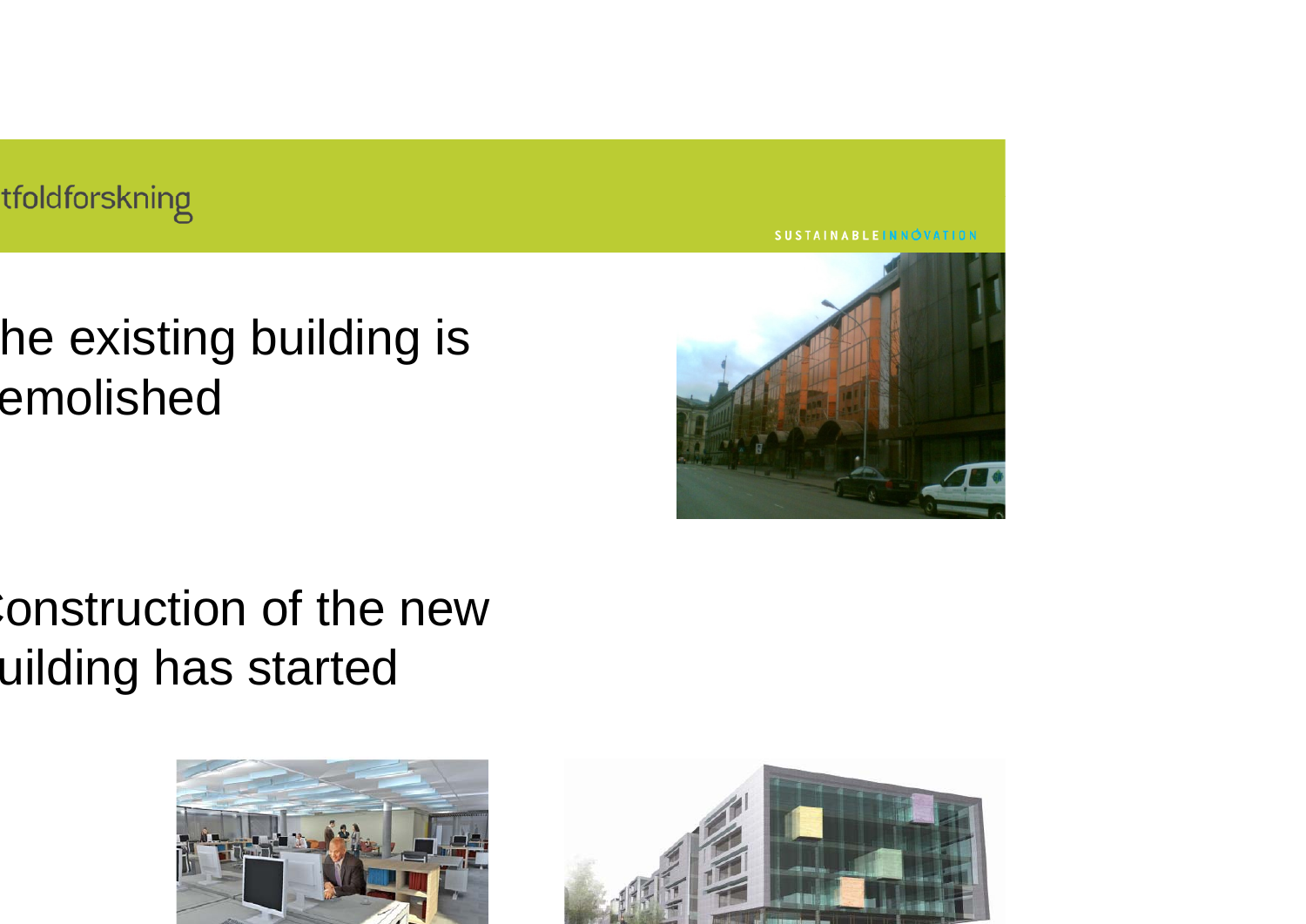tfoldforskning

SUSTAINABLE INNOVATION

he existing building is
emolished

onstruction of the new
uilding has started